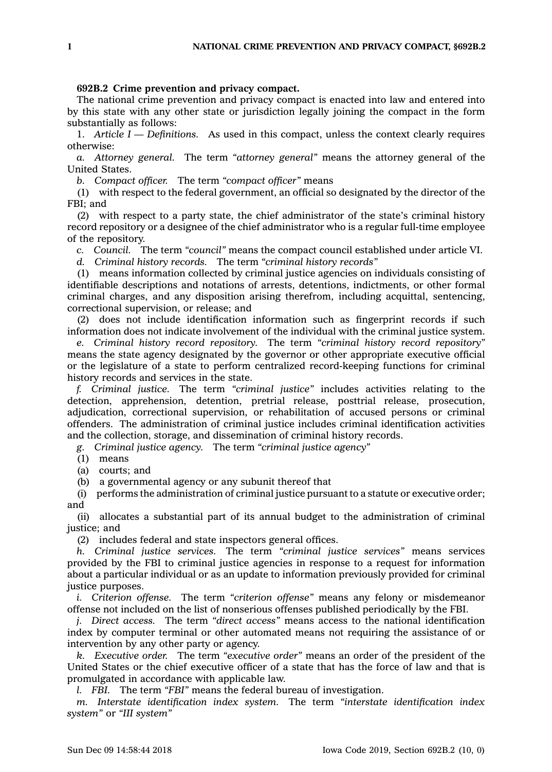**692B.2 Crime prevention and privacy compact.**

The national crime prevention and privacy compact is enacted into law and entered into by this state with any other state or jurisdiction legally joining the compact in the form substantially as follows:

1. *Article I — Definitions.* As used in this compact, unless the context clearly requires otherwise:

*a. Attorney general.* The term *"attorney general"* means the attorney general of the United States.

*b. Compact officer.* The term *"compact officer"* means

(1) with respect to the federal government, an official so designated by the director of the FBI; and

(2) with respect to a party state, the chief administrator of the state's criminal history record repository or a designee of the chief administrator who is a regular full-time employee of the repository.

*c. Council.* The term *"council"* means the compact council established under article VI.

*d. Criminal history records.* The term *"criminal history records"*

(1) means information collected by criminal justice agencies on individuals consisting of identifiable descriptions and notations of arrests, detentions, indictments, or other formal criminal charges, and any disposition arising therefrom, including acquittal, sentencing, correctional supervision, or release; and

(2) does not include identification information such as fingerprint records if such information does not indicate involvement of the individual with the criminal justice system.

*e. Criminal history record repository.* The term *"criminal history record repository"* means the state agency designated by the governor or other appropriate executive official or the legislature of a state to perform centralized record-keeping functions for criminal history records and services in the state.

*f. Criminal justice.* The term *"criminal justice"* includes activities relating to the detection, apprehension, detention, pretrial release, posttrial release, prosecution, adjudication, correctional supervision, or rehabilitation of accused persons or criminal offenders. The administration of criminal justice includes criminal identification activities and the collection, storage, and dissemination of criminal history records.

*g. Criminal justice agency.* The term *"criminal justice agency"*

(1) means

(a) courts; and

(b) a governmental agency or any subunit thereof that

(i) performs the administration of criminal justice pursuant to a statute or executive order; and

(ii) allocates a substantial part of its annual budget to the administration of criminal justice; and

(2) includes federal and state inspectors general offices.

*h. Criminal justice services.* The term *"criminal justice services"* means services provided by the FBI to criminal justice agencies in response to a request for information about a particular individual or as an update to information previously provided for criminal justice purposes.

*i. Criterion offense.* The term *"criterion offense"* means any felony or misdemeanor offense not included on the list of nonserious offenses published periodically by the FBI.

*j. Direct access.* The term *"direct access"* means access to the national identification index by computer terminal or other automated means not requiring the assistance of or intervention by any other party or agency.

*k. Executive order.* The term *"executive order"* means an order of the president of the United States or the chief executive officer of a state that has the force of law and that is promulgated in accordance with applicable law.

*l. FBI.* The term *"FBI"* means the federal bureau of investigation.

*m. Interstate identification index system.* The term *"interstate identification index system"* or *"III system"*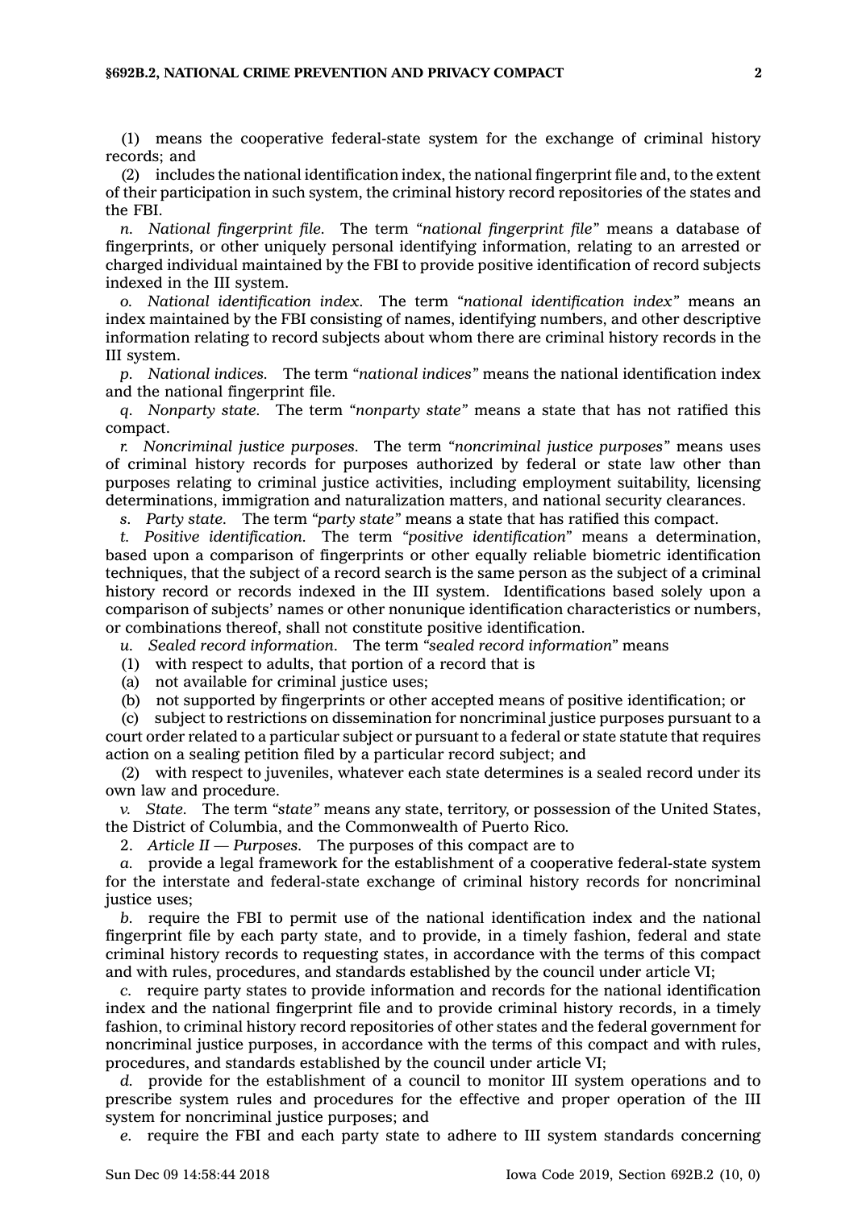(1) means the cooperative federal-state system for the exchange of criminal history records; and

(2) includes the national identification index, the national fingerprint file and, to the extent of their participation in such system, the criminal history record repositories of the states and the FBI.

*n. National fingerprint file.* The term *"national fingerprint file"* means a database of fingerprints, or other uniquely personal identifying information, relating to an arrested or charged individual maintained by the FBI to provide positive identification of record subjects indexed in the III system.

*o. National identification index.* The term *"national identification index"* means an index maintained by the FBI consisting of names, identifying numbers, and other descriptive information relating to record subjects about whom there are criminal history records in the III system.

*p. National indices.* The term *"national indices"* means the national identification index and the national fingerprint file.

*q. Nonparty state.* The term *"nonparty state"* means a state that has not ratified this compact.

*r. Noncriminal justice purposes.* The term *"noncriminal justice purposes"* means uses of criminal history records for purposes authorized by federal or state law other than purposes relating to criminal justice activities, including employment suitability, licensing determinations, immigration and naturalization matters, and national security clearances.

*s. Party state.* The term *"party state"* means a state that has ratified this compact.

*t. Positive identification.* The term *"positive identification"* means a determination, based upon a comparison of fingerprints or other equally reliable biometric identification techniques, that the subject of a record search is the same person as the subject of a criminal history record or records indexed in the III system. Identifications based solely upon a comparison of subjects' names or other nonunique identification characteristics or numbers, or combinations thereof, shall not constitute positive identification.

*u. Sealed record information.* The term *"sealed record information"* means

(1) with respect to adults, that portion of a record that is

(a) not available for criminal justice uses;

(b) not supported by fingerprints or other accepted means of positive identification; or

(c) subject to restrictions on dissemination for noncriminal justice purposes pursuant to a court order related to a particular subject or pursuant to a federal or state statute that requires action on a sealing petition filed by a particular record subject; and

(2) with respect to juveniles, whatever each state determines is a sealed record under its own law and procedure.

*v. State.* The term *"state"* means any state, territory, or possession of the United States, the District of Columbia, and the Commonwealth of Puerto Rico.

2. *Article II — Purposes.* The purposes of this compact are to

*a.* provide a legal framework for the establishment of a cooperative federal-state system for the interstate and federal-state exchange of criminal history records for noncriminal justice uses;

*b.* require the FBI to permit use of the national identification index and the national fingerprint file by each party state, and to provide, in a timely fashion, federal and state criminal history records to requesting states, in accordance with the terms of this compact and with rules, procedures, and standards established by the council under article VI;

*c.* require party states to provide information and records for the national identification index and the national fingerprint file and to provide criminal history records, in a timely fashion, to criminal history record repositories of other states and the federal government for noncriminal justice purposes, in accordance with the terms of this compact and with rules, procedures, and standards established by the council under article VI;

*d.* provide for the establishment of a council to monitor III system operations and to prescribe system rules and procedures for the effective and proper operation of the III system for noncriminal justice purposes; and

*e.* require the FBI and each party state to adhere to III system standards concerning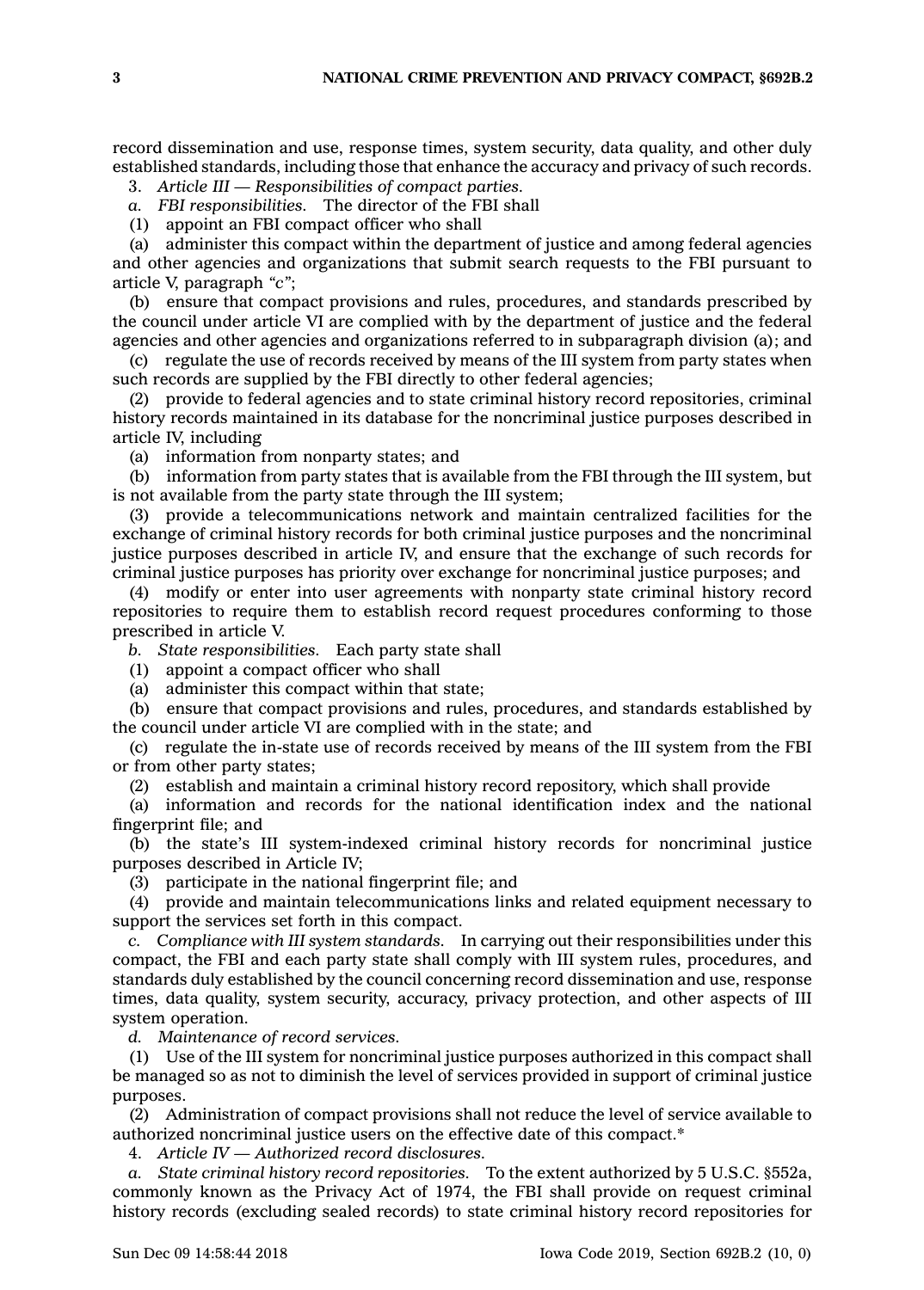record dissemination and use, response times, system security, data quality, and other duly established standards, including those that enhance the accuracy and privacy of such records.

3. *Article III — Responsibilities of compact parties.*

*a. FBI responsibilities.* The director of the FBI shall

(1) appoint an FBI compact officer who shall

(a) administer this compact within the department of justice and among federal agencies and other agencies and organizations that submit search requests to the FBI pursuant to article V, paragraph *"c"*;

(b) ensure that compact provisions and rules, procedures, and standards prescribed by the council under article VI are complied with by the department of justice and the federal agencies and other agencies and organizations referred to in subparagraph division (a); and

(c) regulate the use of records received by means of the III system from party states when such records are supplied by the FBI directly to other federal agencies;

(2) provide to federal agencies and to state criminal history record repositories, criminal history records maintained in its database for the noncriminal justice purposes described in article IV, including

(a) information from nonparty states; and

(b) information from party states that is available from the FBI through the III system, but is not available from the party state through the III system;

(3) provide a telecommunications network and maintain centralized facilities for the exchange of criminal history records for both criminal justice purposes and the noncriminal justice purposes described in article IV, and ensure that the exchange of such records for criminal justice purposes has priority over exchange for noncriminal justice purposes; and

(4) modify or enter into user agreements with nonparty state criminal history record repositories to require them to establish record request procedures conforming to those prescribed in article V.

*b. State responsibilities.* Each party state shall

(1) appoint a compact officer who shall

(a) administer this compact within that state;

(b) ensure that compact provisions and rules, procedures, and standards established by the council under article VI are complied with in the state; and

(c) regulate the in-state use of records received by means of the III system from the FBI or from other party states;

(2) establish and maintain a criminal history record repository, which shall provide

(a) information and records for the national identification index and the national fingerprint file; and

(b) the state's III system-indexed criminal history records for noncriminal justice purposes described in Article IV;

(3) participate in the national fingerprint file; and

(4) provide and maintain telecommunications links and related equipment necessary to support the services set forth in this compact.

*c. Compliance with III system standards.* In carrying out their responsibilities under this compact, the FBI and each party state shall comply with III system rules, procedures, and standards duly established by the council concerning record dissemination and use, response times, data quality, system security, accuracy, privacy protection, and other aspects of III system operation.

*d. Maintenance of record services.*

(1) Use of the III system for noncriminal justice purposes authorized in this compact shall be managed so as not to diminish the level of services provided in support of criminal justice purposes.

(2) Administration of compact provisions shall not reduce the level of service available to authorized noncriminal justice users on the effective date of this compact.*

4. *Article IV — Authorized record disclosures.*

*a. State criminal history record repositories.* To the extent authorized by 5 U.S.C. §552a, commonly known as the Privacy Act of 1974, the FBI shall provide on request criminal history records (excluding sealed records) to state criminal history record repositories for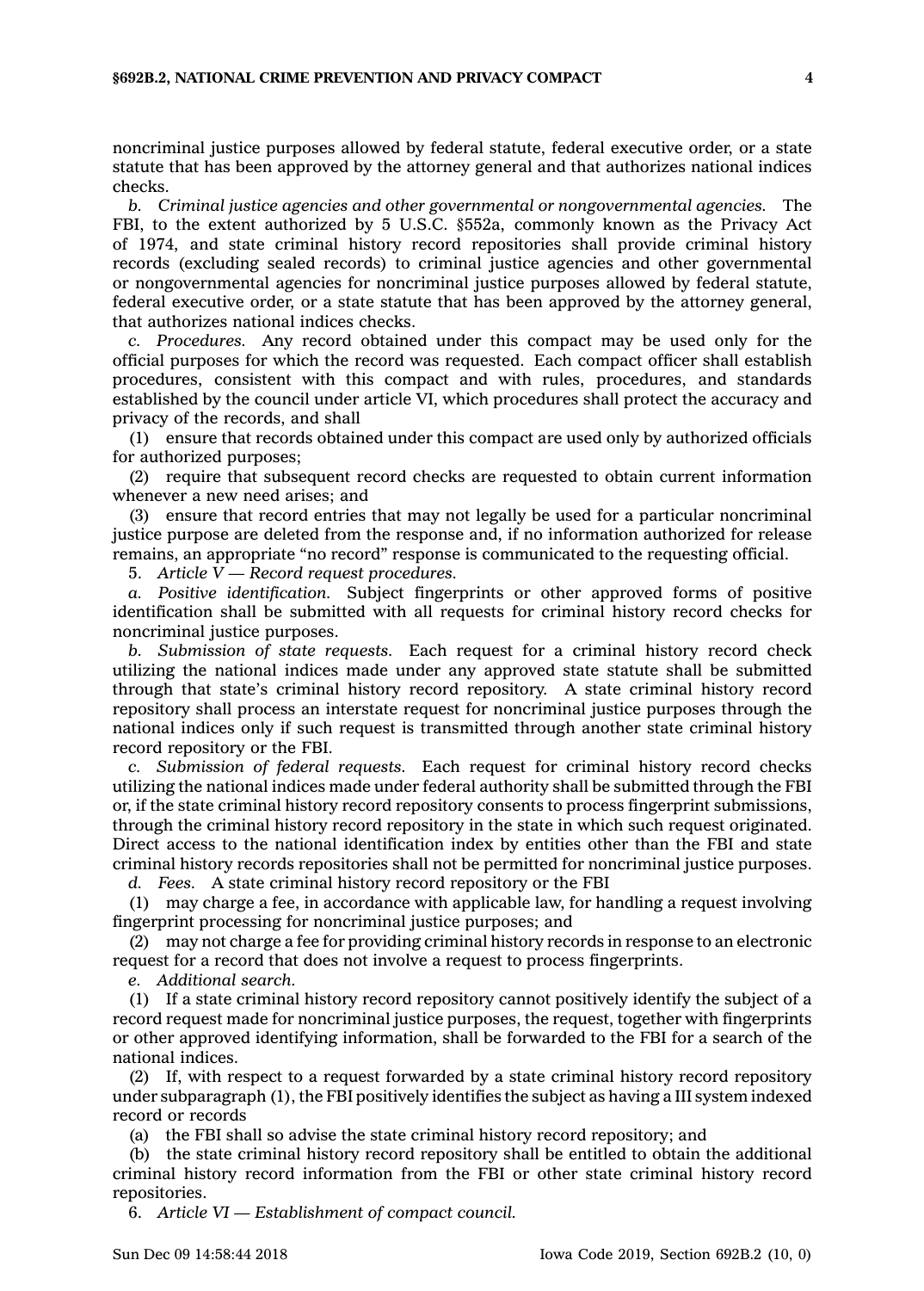noncriminal justice purposes allowed by federal statute, federal executive order, or a state statute that has been approved by the attorney general and that authorizes national indices checks.

*b. Criminal justice agencies and other governmental or nongovernmental agencies.* The FBI, to the extent authorized by 5 U.S.C. §552a, commonly known as the Privacy Act of 1974, and state criminal history record repositories shall provide criminal history records (excluding sealed records) to criminal justice agencies and other governmental or nongovernmental agencies for noncriminal justice purposes allowed by federal statute, federal executive order, or a state statute that has been approved by the attorney general, that authorizes national indices checks.

*c. Procedures.* Any record obtained under this compact may be used only for the official purposes for which the record was requested. Each compact officer shall establish procedures, consistent with this compact and with rules, procedures, and standards established by the council under article VI, which procedures shall protect the accuracy and privacy of the records, and shall

(1) ensure that records obtained under this compact are used only by authorized officials for authorized purposes;

(2) require that subsequent record checks are requested to obtain current information whenever a new need arises; and

(3) ensure that record entries that may not legally be used for a particular noncriminal justice purpose are deleted from the response and, if no information authorized for release remains, an appropriate "no record" response is communicated to the requesting official.

5. *Article V — Record request procedures.*

*a. Positive identification.* Subject fingerprints or other approved forms of positive identification shall be submitted with all requests for criminal history record checks for noncriminal justice purposes.

*b. Submission of state requests.* Each request for a criminal history record check utilizing the national indices made under any approved state statute shall be submitted through that state's criminal history record repository. A state criminal history record repository shall process an interstate request for noncriminal justice purposes through the national indices only if such request is transmitted through another state criminal history record repository or the FBI.

*c. Submission of federal requests.* Each request for criminal history record checks utilizing the national indices made under federal authority shall be submitted through the FBI or, if the state criminal history record repository consents to process fingerprint submissions, through the criminal history record repository in the state in which such request originated. Direct access to the national identification index by entities other than the FBI and state criminal history records repositories shall not be permitted for noncriminal justice purposes.

*d. Fees.* A state criminal history record repository or the FBI

(1) may charge a fee, in accordance with applicable law, for handling a request involving fingerprint processing for noncriminal justice purposes; and

(2) may not charge a fee for providing criminal history records in response to an electronic request for a record that does not involve a request to process fingerprints.

*e. Additional search.*

(1) If a state criminal history record repository cannot positively identify the subject of a record request made for noncriminal justice purposes, the request, together with fingerprints or other approved identifying information, shall be forwarded to the FBI for a search of the national indices.

(2) If, with respect to a request forwarded by a state criminal history record repository under subparagraph (1), the FBI positively identifies the subject as having a III system indexed record or records

(a) the FBI shall so advise the state criminal history record repository; and

(b) the state criminal history record repository shall be entitled to obtain the additional criminal history record information from the FBI or other state criminal history record repositories.

6. *Article VI — Establishment of compact council.*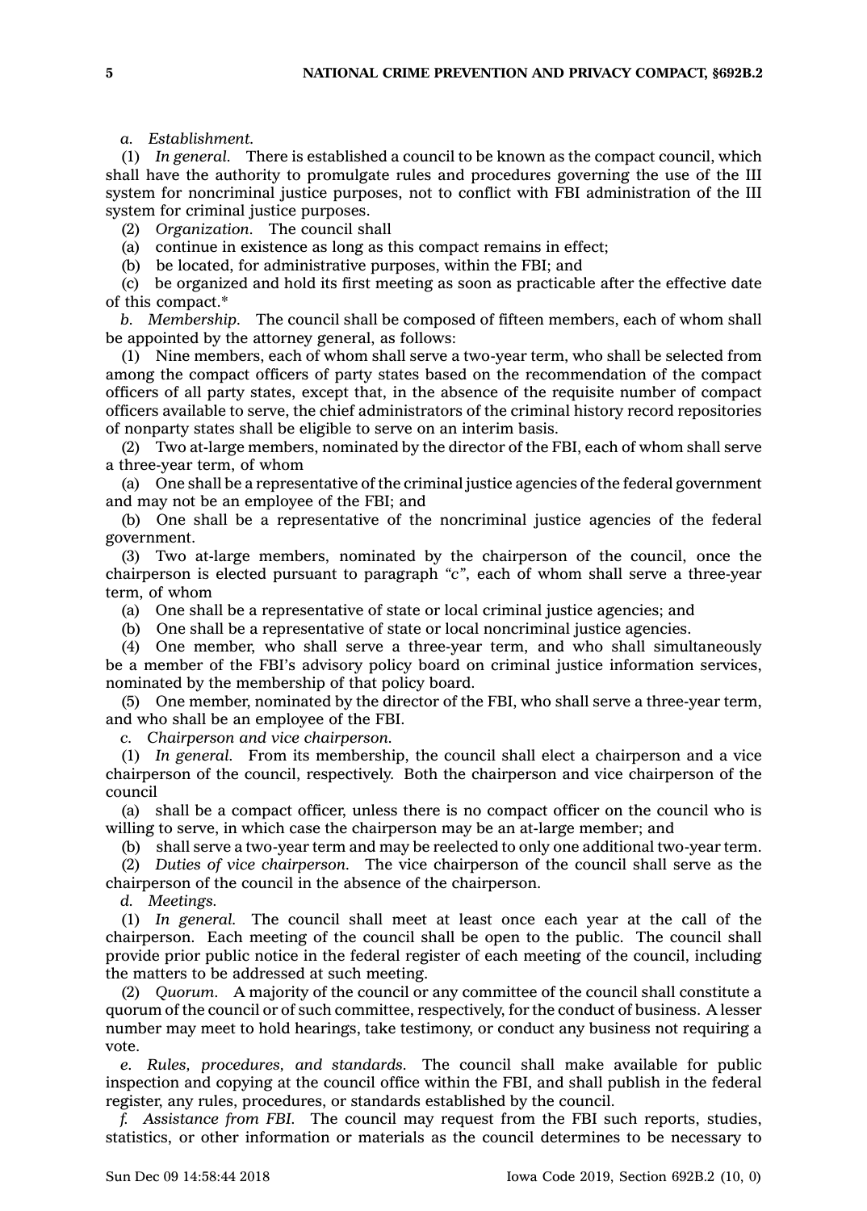*a. Establishment.*

(1) *In general.* There is established a council to be known as the compact council, which shall have the authority to promulgate rules and procedures governing the use of the III system for noncriminal justice purposes, not to conflict with FBI administration of the III system for criminal justice purposes.

(2) *Organization.* The council shall

(a) continue in existence as long as this compact remains in effect;

(b) be located, for administrative purposes, within the FBI; and

(c) be organized and hold its first meeting as soon as practicable after the effective date of this compact.*

*b. Membership.* The council shall be composed of fifteen members, each of whom shall be appointed by the attorney general, as follows:

(1) Nine members, each of whom shall serve a two-year term, who shall be selected from among the compact officers of party states based on the recommendation of the compact officers of all party states, except that, in the absence of the requisite number of compact officers available to serve, the chief administrators of the criminal history record repositories of nonparty states shall be eligible to serve on an interim basis.

(2) Two at-large members, nominated by the director of the FBI, each of whom shall serve a three-year term, of whom

(a) One shall be a representative of the criminal justice agencies of the federal government and may not be an employee of the FBI; and

(b) One shall be a representative of the noncriminal justice agencies of the federal government.

(3) Two at-large members, nominated by the chairperson of the council, once the chairperson is elected pursuant to paragraph "c", each of whom shall serve a three-year term, of whom

(a) One shall be a representative of state or local criminal justice agencies; and

(b) One shall be a representative of state or local noncriminal justice agencies.

(4) One member, who shall serve a three-year term, and who shall simultaneously be a member of the FBI's advisory policy board on criminal justice information services, nominated by the membership of that policy board.

(5) One member, nominated by the director of the FBI, who shall serve a three-year term, and who shall be an employee of the FBI.

*c. Chairperson and vice chairperson.*

(1) *In general.* From its membership, the council shall elect a chairperson and a vice chairperson of the council, respectively. Both the chairperson and vice chairperson of the council

(a) shall be a compact officer, unless there is no compact officer on the council who is willing to serve, in which case the chairperson may be an at-large member; and

(b) shall serve a two-year term and may be reelected to only one additional two-year term.

(2) *Duties of vice chairperson.* The vice chairperson of the council shall serve as the chairperson of the council in the absence of the chairperson.

*d. Meetings.*

(1) *In general.* The council shall meet at least once each year at the call of the chairperson. Each meeting of the council shall be open to the public. The council shall provide prior public notice in the federal register of each meeting of the council, including the matters to be addressed at such meeting.

(2) *Quorum.* A majority of the council or any committee of the council shall constitute a quorum of the council or of such committee, respectively, for the conduct of business. A lesser number may meet to hold hearings, take testimony, or conduct any business not requiring a vote.

*e. Rules, procedures, and standards.* The council shall make available for public inspection and copying at the council office within the FBI, and shall publish in the federal register, any rules, procedures, or standards established by the council.

*f. Assistance from FBI.* The council may request from the FBI such reports, studies, statistics, or other information or materials as the council determines to be necessary to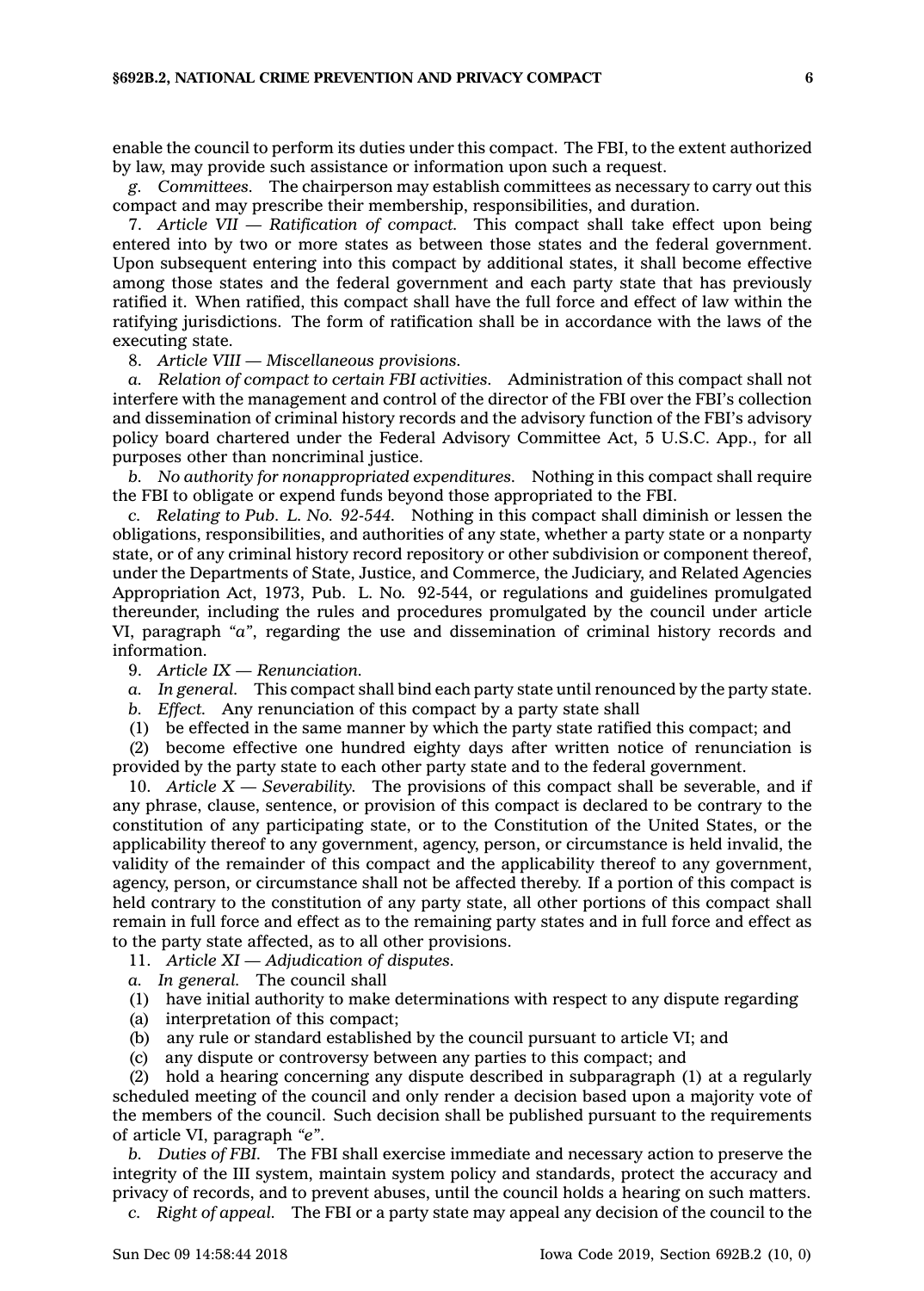enable the council to perform its duties under this compact. The FBI, to the extent authorized by law, may provide such assistance or information upon such a request.

*g. Committees.* The chairperson may establish committees as necessary to carry out this compact and may prescribe their membership, responsibilities, and duration.

7. *Article VII — Ratification of compact.* This compact shall take effect upon being entered into by two or more states as between those states and the federal government. Upon subsequent entering into this compact by additional states, it shall become effective among those states and the federal government and each party state that has previously ratified it. When ratified, this compact shall have the full force and effect of law within the ratifying jurisdictions. The form of ratification shall be in accordance with the laws of the executing state.

8. *Article VIII — Miscellaneous provisions.*

*a. Relation of compact to certain FBI activities.* Administration of this compact shall not interfere with the management and control of the director of the FBI over the FBI's collection and dissemination of criminal history records and the advisory function of the FBI's advisory policy board chartered under the Federal Advisory Committee Act, 5 U.S.C. App., for all purposes other than noncriminal justice.

*b. No authority for nonappropriated expenditures.* Nothing in this compact shall require the FBI to obligate or expend funds beyond those appropriated to the FBI.

*c. Relating to Pub. L. No. 92-544.* Nothing in this compact shall diminish or lessen the obligations, responsibilities, and authorities of any state, whether a party state or a nonparty state, or of any criminal history record repository or other subdivision or component thereof, under the Departments of State, Justice, and Commerce, the Judiciary, and Related Agencies Appropriation Act, 1973, Pub. L. No. 92-544, or regulations and guidelines promulgated thereunder, including the rules and procedures promulgated by the council under article VI, paragraph *"a"*, regarding the use and dissemination of criminal history records and information.

9. *Article IX — Renunciation.*

*a. In general.* This compact shall bind each party state until renounced by the party state.

*b. Effect.* Any renunciation of this compact by a party state shall

(1) be effected in the same manner by which the party state ratified this compact; and

(2) become effective one hundred eighty days after written notice of renunciation is provided by the party state to each other party state and to the federal government.

10. *Article X — Severability.* The provisions of this compact shall be severable, and if any phrase, clause, sentence, or provision of this compact is declared to be contrary to the constitution of any participating state, or to the Constitution of the United States, or the applicability thereof to any government, agency, person, or circumstance is held invalid, the validity of the remainder of this compact and the applicability thereof to any government, agency, person, or circumstance shall not be affected thereby. If a portion of this compact is held contrary to the constitution of any party state, all other portions of this compact shall remain in full force and effect as to the remaining party states and in full force and effect as to the party state affected, as to all other provisions.

11. *Article XI — Adjudication of disputes.*

*a. In general.* The council shall

(1) have initial authority to make determinations with respect to any dispute regarding

(a) interpretation of this compact;

(b) any rule or standard established by the council pursuant to article VI; and

(c) any dispute or controversy between any parties to this compact; and

(2) hold a hearing concerning any dispute described in subparagraph (1) at a regularly scheduled meeting of the council and only render a decision based upon a majority vote of the members of the council. Such decision shall be published pursuant to the requirements of article VI, paragraph *"e"*.

*b. Duties of FBI.* The FBI shall exercise immediate and necessary action to preserve the integrity of the III system, maintain system policy and standards, protect the accuracy and privacy of records, and to prevent abuses, until the council holds a hearing on such matters.

*c. Right of appeal.* The FBI or a party state may appeal any decision of the council to the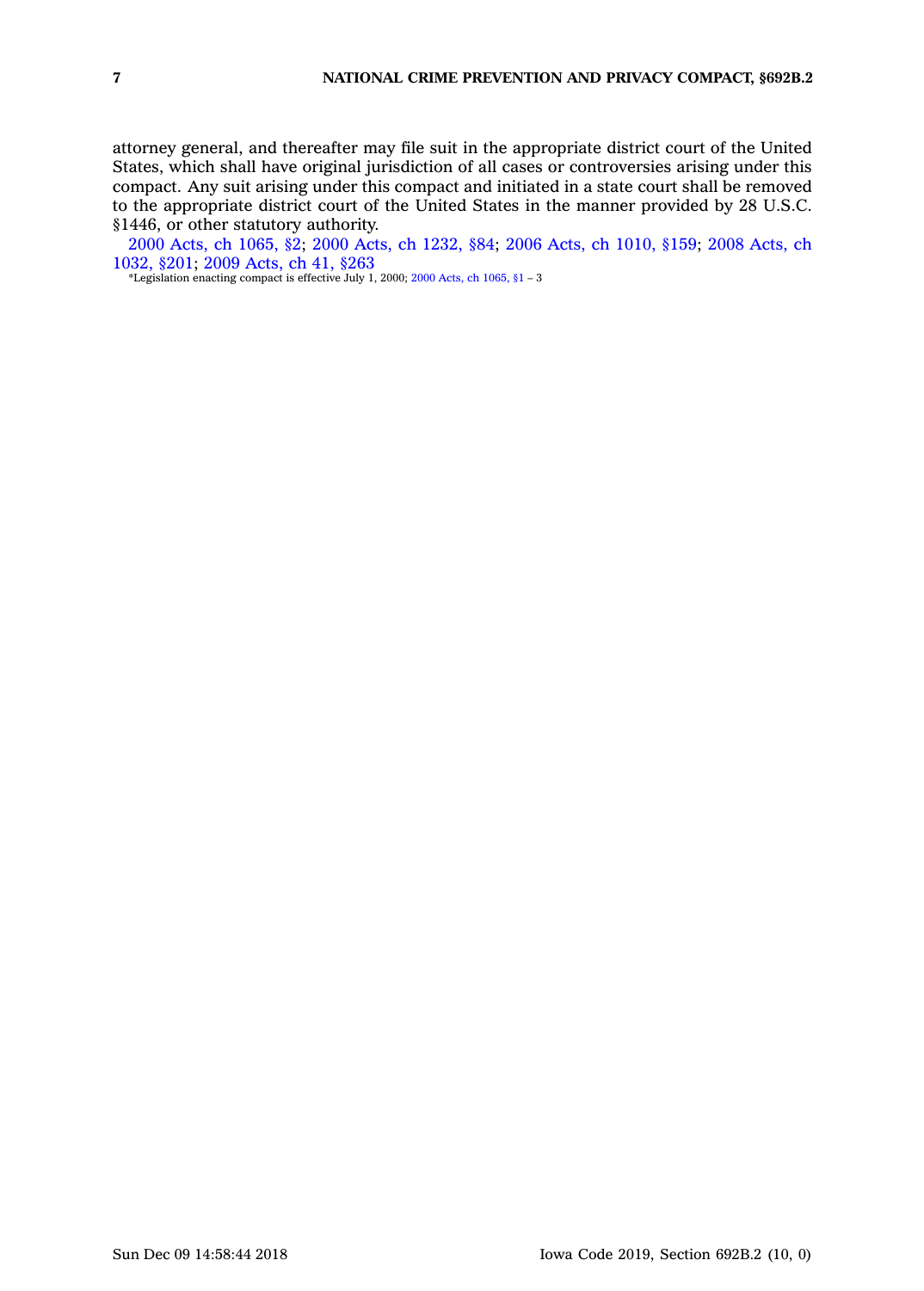attorney general, and thereafter may file suit in the appropriate district court of the United States, which shall have original jurisdiction of all cases or controversies arising under this compact. Any suit arising under this compact and initiated in a state court shall be removed to the appropriate district court of the United States in the manner provided by 28 U.S.C. §1446, or other statutory authority.

2000 Acts, ch 1065, §2; 2000 Acts, ch 1232, §84; 2006 Acts, ch 1010, §159; 2008 Acts, ch 1032, §201; 2009 Acts, ch 41, §263

*Legislation enacting compact is effective July 1, 2000; 2000 Acts, ch 1065, §1 – 3